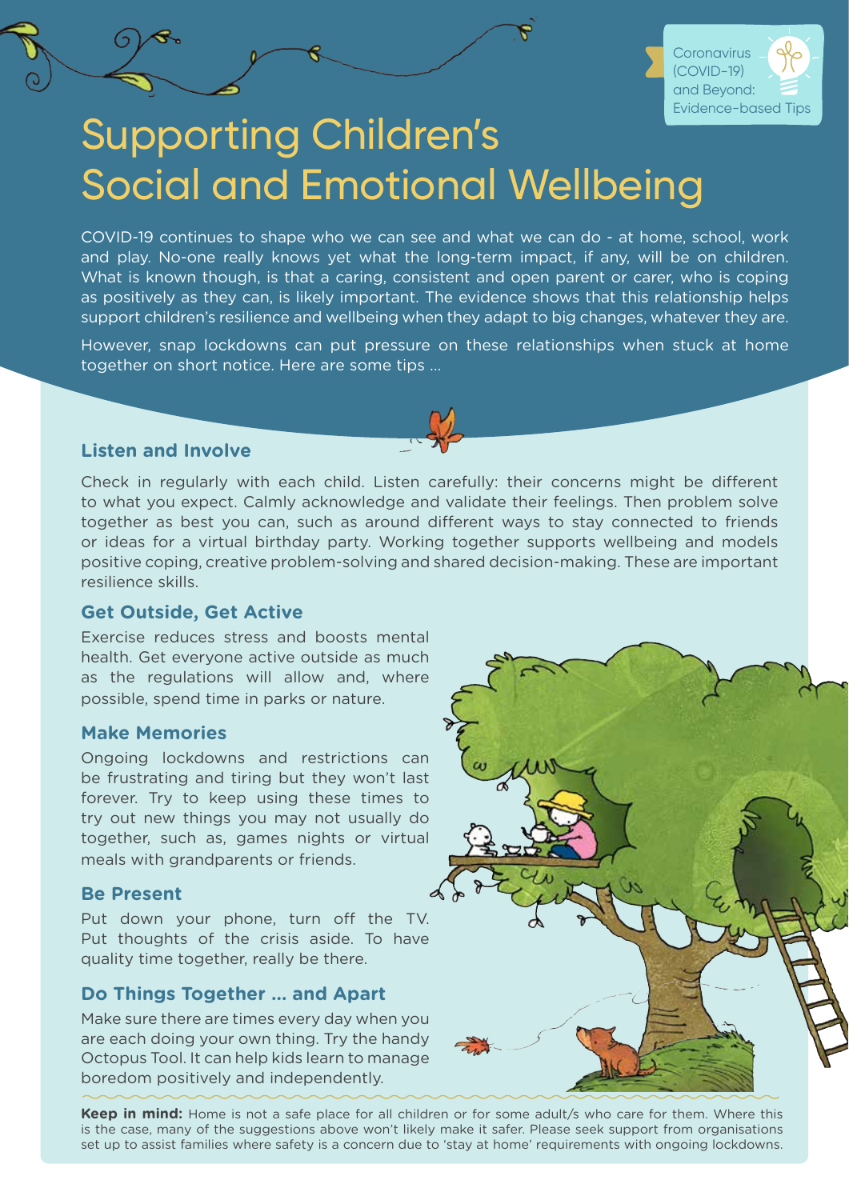Coronavirus (COVID-19) and Beyond: Evidence-based Tips

# Supporting Children's Social and Emotional Wellbeing

COVID-19 continues to shape who we can see and what we can do - at home, school, work and play. No-one really knows yet what the long-term impact, if any, will be on children. What is known though, is that a caring, consistent and open parent or carer, who is coping as positively as they can, is likely important. The evidence shows that this relationship helps support children's resilience and wellbeing when they adapt to big changes, whatever they are.

However, snap lockdowns can put pressure on these relationships when stuck at home together on short notice. Here are some tips ...

## Listen and Involve

Check in regularly with each child. Listen carefully: their concerns might be different to what you expect. Calmly acknowledge and validate their feelings. Then problem solve together as best you can, such as around different ways to stay connected to friends or ideas for a virtual birthday party. Working together supports wellbeing and models positive coping, creative problem-solving and shared decision-making. These are important resilience skills.

## Get Outside, Get Active

Exercise reduces stress and boosts mental health. Get everyone active outside as much as the regulations will allow and, where possible, spend time in parks or nature.

## Make Memories

Ongoing lockdowns and restrictions can be frustrating and tiring but they won't last forever. Try to keep using these times to try out new things you may not usually do together, such as, games nights or virtual meals with grandparents or friends.

## Be Present

Put down your phone, turn off the TV. Put thoughts of the crisis aside. To have quality time together, really be there.

## Do Things Together ... and Apart

Make sure there are times every day when you are each doing your own thing. Try the handy Octopus Tool. It can help kids learn to manage boredom positively and independently.

**Keep in mind:** Home is not a safe place for all children or for some adult/s who care for them. Where this is the case, many of the suggestions above won't likely make it safer. Please seek support from organisations set up to assist families where safety is a concern due to 'stay at home' requirements with ongoing lockdowns.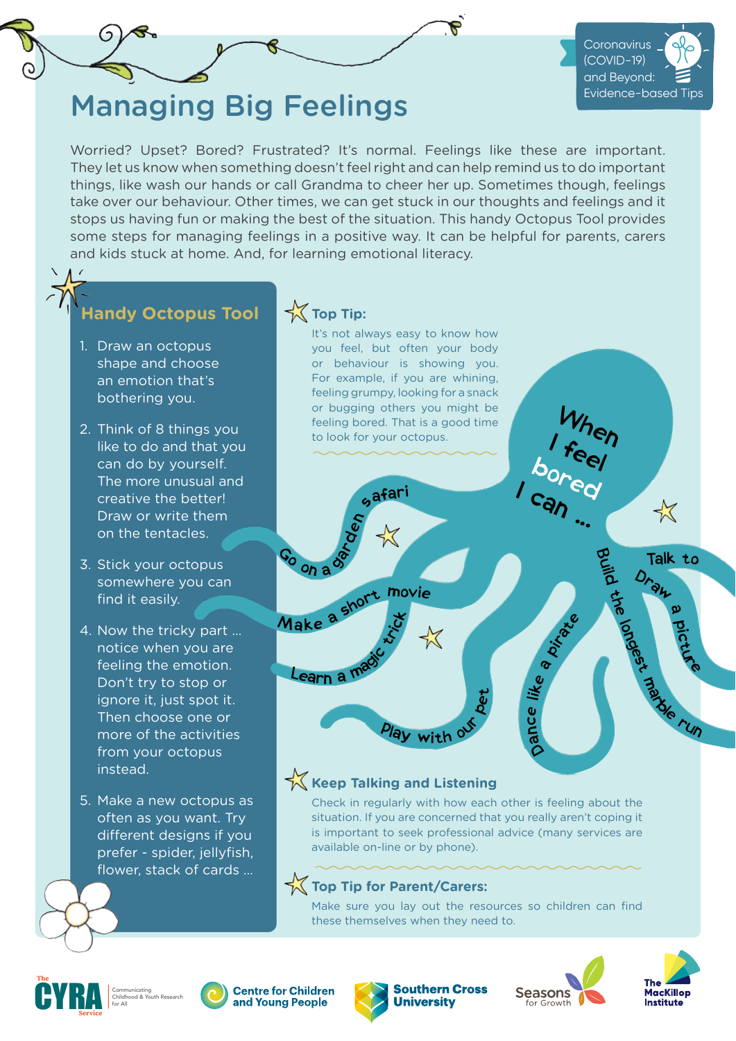Coronavirus (COVID-19) and Beyond: Evidence-based Tips

# Managing Big Feelings

Worried? Upset? Bored? Frustrated? It's normal. Feelings like these are important. They let us know when something doesn't feel right and can help remind us to do important things, like wash our hands or call Grandma to cheer her up. Sometimes though, feelings take over our behaviour. Other times, we can get stuck in our thoughts and feelings and it stops us having fun or making the best of the situation. This handy Octopus Tool provides some steps for managing feelings in a positive way. It can be helpful for parents, carers and kids stuck at home. And, for learning emotional literacy.

## Handy Octopus Tool

1. Draw an octopus shape and choose an emotion that's bothering you.
2. Think of 8 things you like to do and that you can do by yourself. The more unusual and creative the better! Draw or write them on the tentacles.
3. Stick your octopus somewhere you can find it easily.
4. Now the tricky part … notice when you are feeling the emotion. Don't try to stop or ignore it, just spot it. Then choose one or more of the activities from your octopus instead.
5. Make a new octopus as often as you want. Try different designs if you prefer - spider, jellyfish, flower, stack of cards …

### Top Tip:

It's not always easy to know how you feel, but often your body or behaviour is showing you. For example, if you are whining, feeling grumpy, looking for a snack or bugging others you might be feeling bored. That is a good time to look for your octopus.

When I feel bored I can …

Go on a garden safari
Make a short movie
Learn a magic trick
Play with our pet
Dance like a pirate
Build the longest marble run
Draw a picture
Talk to

### Keep Talking and Listening

Check in regularly with how each other is feeling about the situation. If you are concerned that you really aren't coping it is important to seek professional advice (many services are available on-line or by phone).

### Top Tip for Parent/Carers:

Make sure you lay out the resources so children can find these themselves when they need to.

The CYRA Service – Communicating Childhood & Youth Research for All | Centre for Children and Young People | Southern Cross University | Seasons for Growth | The MacKillop Institute